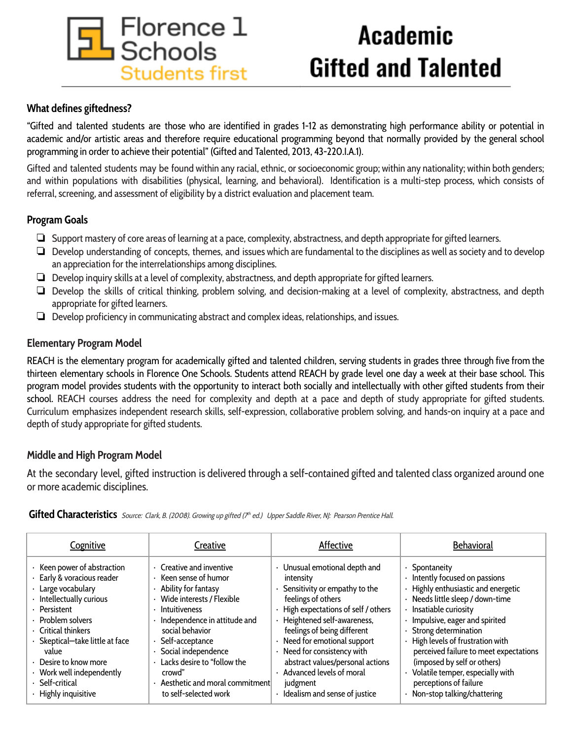Florence 1 Schools
Students first

# Academic Gifted and Talented

## What defines giftedness?

"Gifted and talented students are those who are identified in grades 1-12 as demonstrating high performance ability or potential in academic and/or artistic areas and therefore require educational programming beyond that normally provided by the general school programming in order to achieve their potential" (Gifted and Talented, 2013, 43-220.I.A.1).

Gifted and talented students may be found within any racial, ethnic, or socioeconomic group; within any nationality; within both genders; and within populations with disabilities (physical, learning, and behavioral). Identification is a multi-step process, which consists of referral, screening, and assessment of eligibility by a district evaluation and placement team.

## Program Goals

- ❏ Support mastery of core areas of learning at a pace, complexity, abstractness, and depth appropriate for gifted learners.
- ❏ Develop understanding of concepts, themes, and issues which are fundamental to the disciplines as well as society and to develop an appreciation for the interrelationships among disciplines.
- ❏ Develop inquiry skills at a level of complexity, abstractness, and depth appropriate for gifted learners.
- ❏ Develop the skills of critical thinking, problem solving, and decision-making at a level of complexity, abstractness, and depth appropriate for gifted learners.
- ❏ Develop proficiency in communicating abstract and complex ideas, relationships, and issues.

## Elementary Program Model

REACH is the elementary program for academically gifted and talented children, serving students in grades three through five from the thirteen elementary schools in Florence One Schools. Students attend REACH by grade level one day a week at their base school. This program model provides students with the opportunity to interact both socially and intellectually with other gifted students from their school. REACH courses address the need for complexity and depth at a pace and depth of study appropriate for gifted students. Curriculum emphasizes independent research skills, self-expression, collaborative problem solving, and hands-on inquiry at a pace and depth of study appropriate for gifted students.

## Middle and High Program Model

At the secondary level, gifted instruction is delivered through a self-contained gifted and talented class organized around one or more academic disciplines.

## Gifted Characteristics

*Source: Clark, B. (2008). Growing up gifted (7th ed.) Upper Saddle River, NJ: Pearson Prentice Hall.*

| Cognitive | Creative | Affective | Behavioral |
| --- | --- | --- | --- |
| · Keen power of abstraction<br>· Early & voracious reader<br>· Large vocabulary<br>· Intellectually curious<br>· Persistent<br>· Problem solvers<br>· Critical thinkers<br>· Skeptical—take little at face value<br>· Desire to know more<br>· Work well independently<br>· Self-critical<br>· Highly inquisitive | · Creative and inventive<br>· Keen sense of humor<br>· Ability for fantasy<br>· Wide interests / Flexible<br>· Intuitiveness<br>· Independence in attitude and social behavior<br>· Self-acceptance<br>· Social independence<br>· Lacks desire to "follow the crowd"<br>· Aesthetic and moral commitment to self-selected work | · Unusual emotional depth and intensity<br>· Sensitivity or empathy to the feelings of others<br>· High expectations of self / others<br>· Heightened self-awareness, feelings of being different<br>· Need for emotional support<br>· Need for consistency with abstract values/personal actions<br>· Advanced levels of moral judgment<br>· Idealism and sense of justice | · Spontaneity<br>· Intently focused on passions<br>· Highly enthusiastic and energetic<br>· Needs little sleep / down-time<br>· Insatiable curiosity<br>· Impulsive, eager and spirited<br>· Strong determination<br>· High levels of frustration with perceived failure to meet expectations (imposed by self or others)<br>· Volatile temper, especially with perceptions of failure<br>· Non-stop talking/chattering |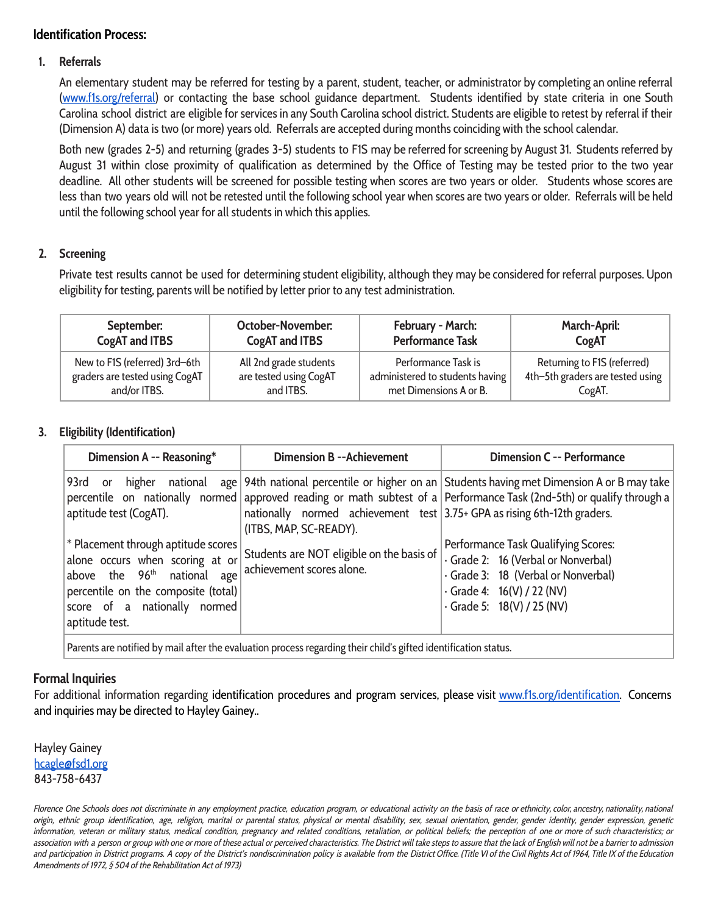## Identification Process:

1. **Referrals**

   An elementary student may be referred for testing by a parent, student, teacher, or administrator by completing an online referral (www.f1s.org/referral) or contacting the base school guidance department. Students identified by state criteria in one South Carolina school district are eligible for services in any South Carolina school district. Students are eligible to retest by referral if their (Dimension A) data is two (or more) years old. Referrals are accepted during months coinciding with the school calendar.

   Both new (grades 2-5) and returning (grades 3-5) students to F1S may be referred for screening by August 31. Students referred by August 31 within close proximity of qualification as determined by the Office of Testing may be tested prior to the two year deadline. All other students will be screened for possible testing when scores are two years or older. Students whose scores are less than two years old will not be retested until the following school year when scores are two years or older. Referrals will be held until the following school year for all students in which this applies.

2. **Screening**

   Private test results cannot be used for determining student eligibility, although they may be considered for referral purposes. Upon eligibility for testing, parents will be notified by letter prior to any test administration.

| September: CogAT and ITBS | October-November: CogAT and ITBS | February - March: Performance Task | March-April: CogAT |
|---|---|---|---|
| New to F1S (referred) 3rd–6th graders are tested using CogAT and/or ITBS. | All 2nd grade students are tested using CogAT and ITBS. | Performance Task is administered to students having met Dimensions A or B. | Returning to F1S (referred) 4th–5th graders are tested using CogAT. |

3. **Eligibility (Identification)**

| Dimension A -- Reasoning* | Dimension B --Achievement | Dimension C -- Performance |
|---|---|---|
| 93rd or higher national age percentile on nationally normed aptitude test (CogAT).<br><br>* Placement through aptitude scores alone occurs when scoring at or above the 96th national age percentile on the composite (total) score of a nationally normed aptitude test. | 94th national percentile or higher on an approved reading or math subtest of a nationally normed achievement test (ITBS, MAP, SC-READY).<br><br>Students are NOT eligible on the basis of achievement scores alone. | Students having met Dimension A or B may take Performance Task (2nd-5th) or qualify through a 3.75+ GPA as rising 6th-12th graders.<br><br>Performance Task Qualifying Scores:<br>· Grade 2: 16 (Verbal or Nonverbal)<br>· Grade 3: 18 (Verbal or Nonverbal)<br>· Grade 4: 16(V) / 22 (NV)<br>· Grade 5: 18(V) / 25 (NV) |
| Parents are notified by mail after the evaluation process regarding their child's gifted identification status. | | |

## Formal Inquiries

For additional information regarding identification procedures and program services, please visit www.f1s.org/identification. Concerns and inquiries may be directed to Hayley Gainey..

Hayley Gainey
hcagle@fsd1.org
843-758-6437

*Florence One Schools does not discriminate in any employment practice, education program, or educational activity on the basis of race or ethnicity, color, ancestry, nationality, national origin, ethnic group identification, age, religion, marital or parental status, physical or mental disability, sex, sexual orientation, gender, gender identity, gender expression, genetic information, veteran or military status, medical condition, pregnancy and related conditions, retaliation, or political beliefs; the perception of one or more of such characteristics; or association with a person or group with one or more of these actual or perceived characteristics. The District will take steps to assure that the lack of English will not be a barrier to admission and participation in District programs. A copy of the District's nondiscrimination policy is available from the District Office. (Title VI of the Civil Rights Act of 1964, Title IX of the Education Amendments of 1972, § 504 of the Rehabilitation Act of 1973)*